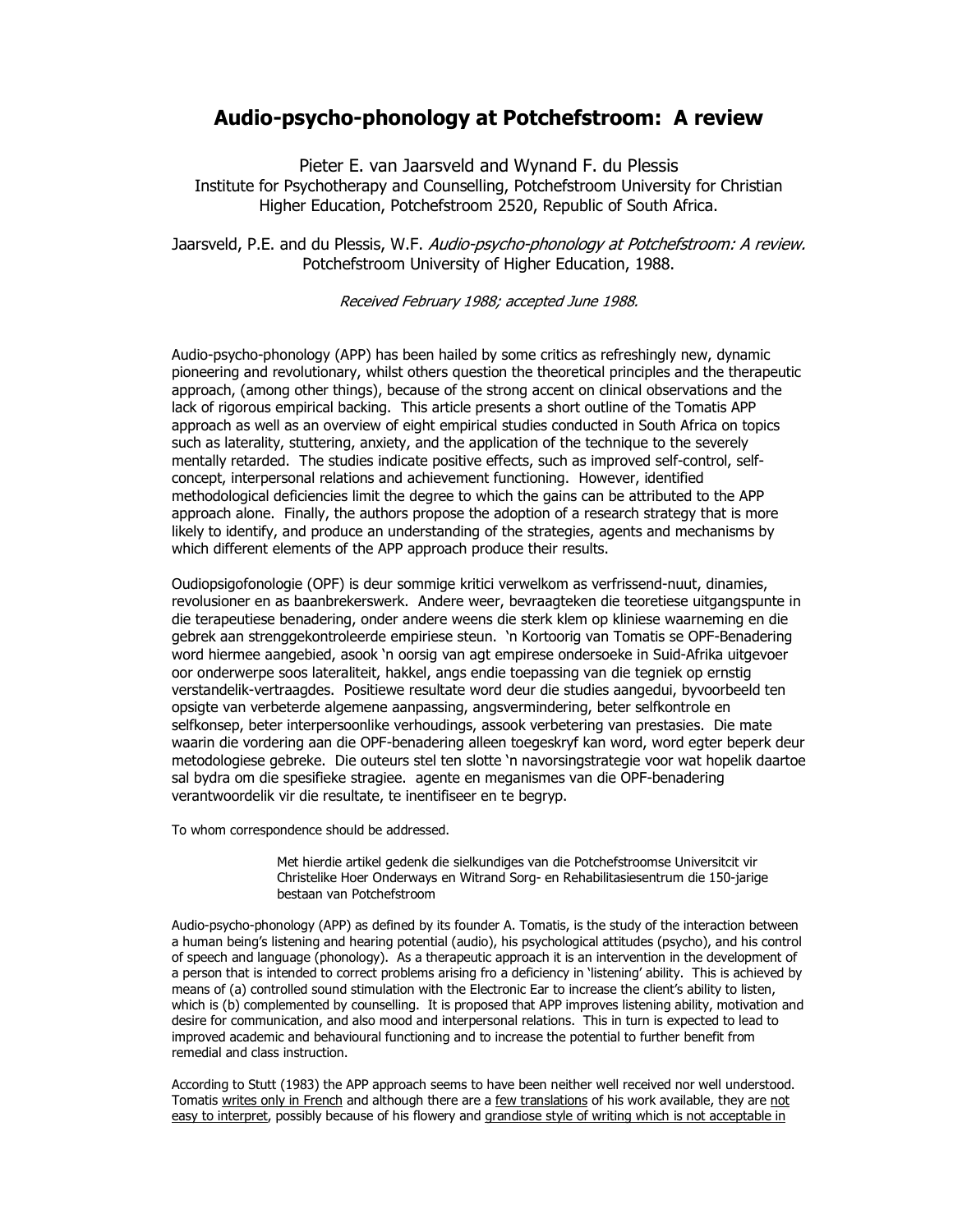# Audio-psycho-phonology at Potchefstroom: A review

Pieter E. van Jaarsveld and Wynand F. du Plessis
Institute for Psychotherapy and Counselling, Potchefstroom University for Christian Higher Education, Potchefstroom 2520, Republic of South Africa.

Jaarsveld, P.E. and du Plessis, W.F. *Audio-psycho-phonology at Potchefstroom: A review.* Potchefstroom University of Higher Education, 1988.

*Received February 1988; accepted June 1988.*

Audio-psycho-phonology (APP) has been hailed by some critics as refreshingly new, dynamic pioneering and revolutionary, whilst others question the theoretical principles and the therapeutic approach, (among other things), because of the strong accent on clinical observations and the lack of rigorous empirical backing. This article presents a short outline of the Tomatis APP approach as well as an overview of eight empirical studies conducted in South Africa on topics such as laterality, stuttering, anxiety, and the application of the technique to the severely mentally retarded. The studies indicate positive effects, such as improved self-control, self-concept, interpersonal relations and achievement functioning. However, identified methodological deficiencies limit the degree to which the gains can be attributed to the APP approach alone. Finally, the authors propose the adoption of a research strategy that is more likely to identify, and produce an understanding of the strategies, agents and mechanisms by which different elements of the APP approach produce their results.

Oudiopsigofonologie (OPF) is deur sommige kritici verwelkom as verfrissend-nuut, dinamies, revolusioner en as baanbrekerswerk. Andere weer, bevraagteken die teoretiese uitgangspunte in die terapeutiese benadering, onder andere weens die sterk klem op kliniese waarneming en die gebrek aan strenggekontroleerde empiriese steun. 'n Kortoorig van Tomatis se OPF-Benadering word hiermee aangebied, asook 'n oorsig van agt empirese ondersoeke in Suid-Afrika uitgevoer oor onderwerpe soos lateraliteit, hakkel, angs endie toepassing van die tegniek op ernstig verstandelik-vertraagdes. Positiewe resultate word deur die studies aangedui, byvoorbeeld ten opsigte van verbeterde algemene aanpassing, angsvermindering, beter selfkontrole en selfkonsep, beter interpersoonlike verhoudings, asook verbetering van prestasies. Die mate waarin die vordering aan die OPF-benadering alleen toegeskryf kan word, word egter beperk deur metodologiese gebreke. Die outeurs stel ten slotte 'n navorsingstrategie voor wat hopelik daartoe sal bydra om die spesifieke stragiee. agente en meganismes van die OPF-benadering verantwoordelik vir die resultate, te inentifiseer en te begryp.

To whom correspondence should be addressed.

> Met hierdie artikel gedenk die sielkundiges van die Potchefstroomse Universitcit vir Christelike Hoer Onderways en Witrand Sorg- en Rehabilitasiesentrum die 150-jarige bestaan van Potchefstroom

Audio-psycho-phonology (APP) as defined by its founder A. Tomatis, is the study of the interaction between a human being's listening and hearing potential (audio), his psychological attitudes (psycho), and his control of speech and language (phonology). As a therapeutic approach it is an intervention in the development of a person that is intended to correct problems arising fro a deficiency in 'listening' ability. This is achieved by means of (a) controlled sound stimulation with the Electronic Ear to increase the client's ability to listen, which is (b) complemented by counselling. It is proposed that APP improves listening ability, motivation and desire for communication, and also mood and interpersonal relations. This in turn is expected to lead to improved academic and behavioural functioning and to increase the potential to further benefit from remedial and class instruction.

According to Stutt (1983) the APP approach seems to have been neither well received nor well understood. Tomatis writes only in French and although there are a few translations of his work available, they are not easy to interpret, possibly because of his flowery and grandiose style of writing which is not acceptable in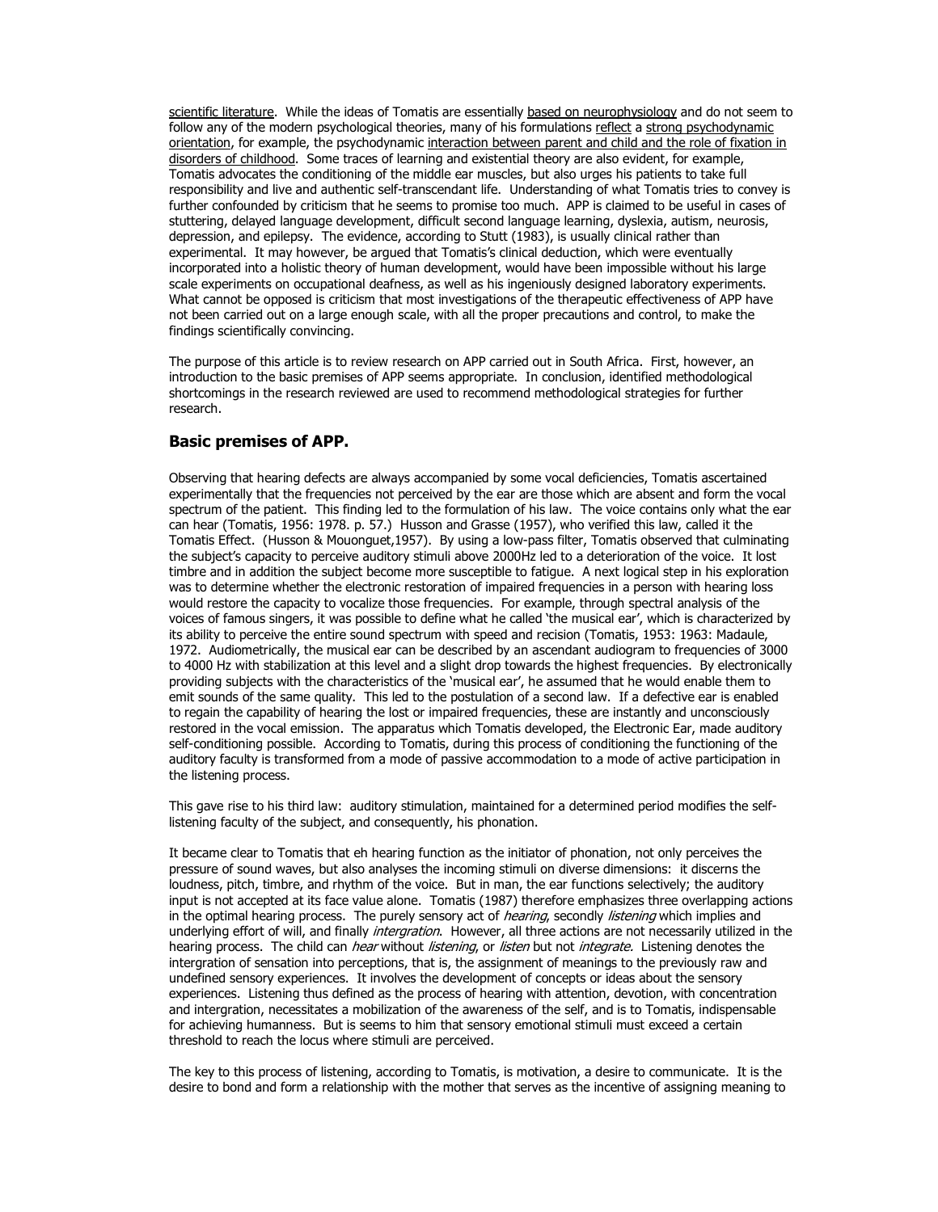scientific literature. While the ideas of Tomatis are essentially based on neurophysiology and do not seem to follow any of the modern psychological theories, many of his formulations reflect a strong psychodynamic orientation, for example, the psychodynamic interaction between parent and child and the role of fixation in disorders of childhood. Some traces of learning and existential theory are also evident, for example, Tomatis advocates the conditioning of the middle ear muscles, but also urges his patients to take full responsibility and live and authentic self-transcendant life. Understanding of what Tomatis tries to convey is further confounded by criticism that he seems to promise too much. APP is claimed to be useful in cases of stuttering, delayed language development, difficult second language learning, dyslexia, autism, neurosis, depression, and epilepsy. The evidence, according to Stutt (1983), is usually clinical rather than experimental. It may however, be argued that Tomatis's clinical deduction, which were eventually incorporated into a holistic theory of human development, would have been impossible without his large scale experiments on occupational deafness, as well as his ingeniously designed laboratory experiments. What cannot be opposed is criticism that most investigations of the therapeutic effectiveness of APP have not been carried out on a large enough scale, with all the proper precautions and control, to make the findings scientifically convincing.

The purpose of this article is to review research on APP carried out in South Africa. First, however, an introduction to the basic premises of APP seems appropriate. In conclusion, identified methodological shortcomings in the research reviewed are used to recommend methodological strategies for further research.

## Basic premises of APP.

Observing that hearing defects are always accompanied by some vocal deficiencies, Tomatis ascertained experimentally that the frequencies not perceived by the ear are those which are absent and form the vocal spectrum of the patient. This finding led to the formulation of his law. The voice contains only what the ear can hear (Tomatis, 1956: 1978. p. 57.) Husson and Grasse (1957), who verified this law, called it the Tomatis Effect. (Husson & Mouonguet,1957). By using a low-pass filter, Tomatis observed that culminating the subject's capacity to perceive auditory stimuli above 2000Hz led to a deterioration of the voice. It lost timbre and in addition the subject become more susceptible to fatigue. A next logical step in his exploration was to determine whether the electronic restoration of impaired frequencies in a person with hearing loss would restore the capacity to vocalize those frequencies. For example, through spectral analysis of the voices of famous singers, it was possible to define what he called 'the musical ear', which is characterized by its ability to perceive the entire sound spectrum with speed and recision (Tomatis, 1953: 1963: Madaule, 1972. Audiometrically, the musical ear can be described by an ascendant audiogram to frequencies of 3000 to 4000 Hz with stabilization at this level and a slight drop towards the highest frequencies. By electronically providing subjects with the characteristics of the 'musical ear', he assumed that he would enable them to emit sounds of the same quality. This led to the postulation of a second law. If a defective ear is enabled to regain the capability of hearing the lost or impaired frequencies, these are instantly and unconsciously restored in the vocal emission. The apparatus which Tomatis developed, the Electronic Ear, made auditory self-conditioning possible. According to Tomatis, during this process of conditioning the functioning of the auditory faculty is transformed from a mode of passive accommodation to a mode of active participation in the listening process.

This gave rise to his third law: auditory stimulation, maintained for a determined period modifies the self-listening faculty of the subject, and consequently, his phonation.

It became clear to Tomatis that eh hearing function as the initiator of phonation, not only perceives the pressure of sound waves, but also analyses the incoming stimuli on diverse dimensions: it discerns the loudness, pitch, timbre, and rhythm of the voice. But in man, the ear functions selectively; the auditory input is not accepted at its face value alone. Tomatis (1987) therefore emphasizes three overlapping actions in the optimal hearing process. The purely sensory act of *hearing*, secondly *listening* which implies and underlying effort of will, and finally *intergration*. However, all three actions are not necessarily utilized in the hearing process. The child can *hear* without *listening*, or *listen* but not *integrate*. Listening denotes the intergration of sensation into perceptions, that is, the assignment of meanings to the previously raw and undefined sensory experiences. It involves the development of concepts or ideas about the sensory experiences. Listening thus defined as the process of hearing with attention, devotion, with concentration and intergration, necessitates a mobilization of the awareness of the self, and is to Tomatis, indispensable for achieving humanness. But is seems to him that sensory emotional stimuli must exceed a certain threshold to reach the locus where stimuli are perceived.

The key to this process of listening, according to Tomatis, is motivation, a desire to communicate. It is the desire to bond and form a relationship with the mother that serves as the incentive of assigning meaning to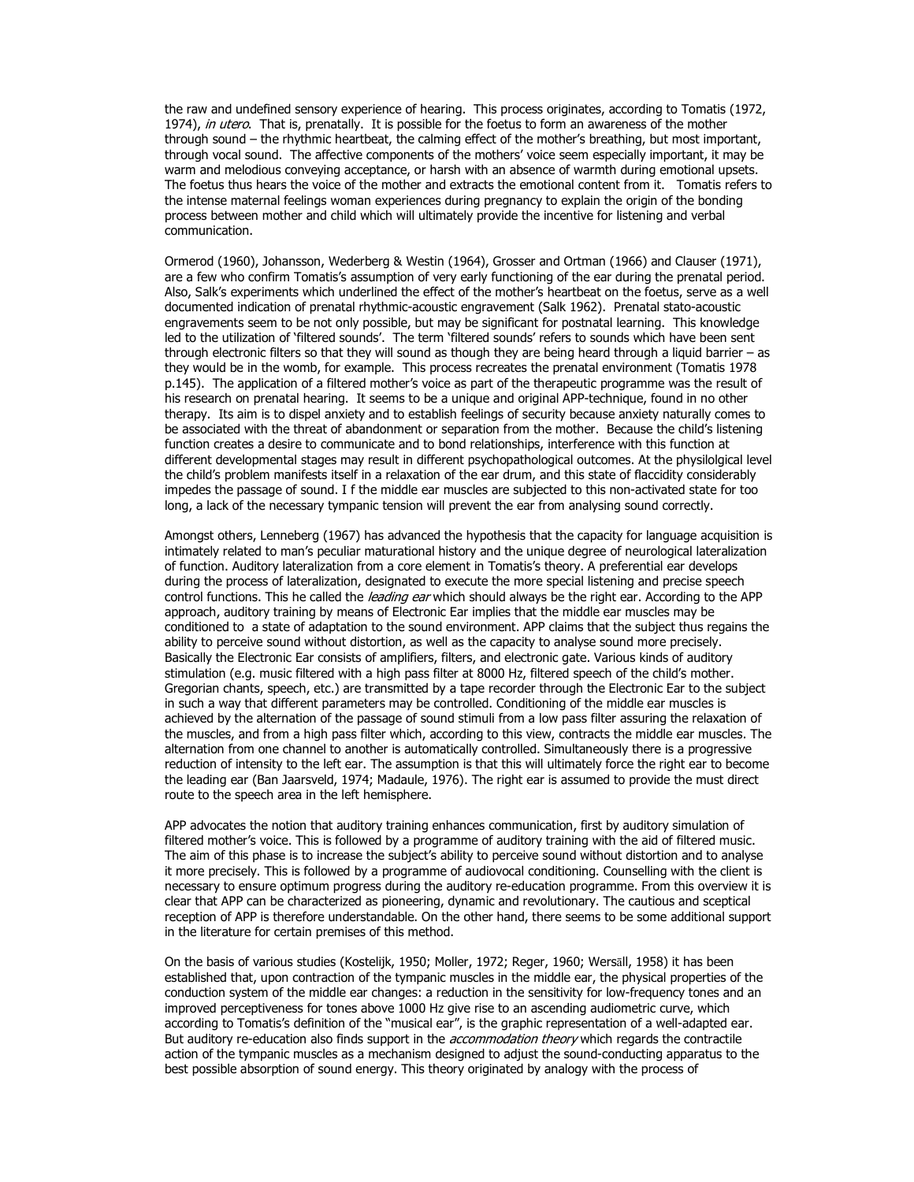the raw and undefined sensory experience of hearing. This process originates, according to Tomatis (1972, 1974), *in utero*. That is, prenatally. It is possible for the foetus to form an awareness of the mother through sound – the rhythmic heartbeat, the calming effect of the mother's breathing, but most important, through vocal sound. The affective components of the mothers' voice seem especially important, it may be warm and melodious conveying acceptance, or harsh with an absence of warmth during emotional upsets. The foetus thus hears the voice of the mother and extracts the emotional content from it. Tomatis refers to the intense maternal feelings woman experiences during pregnancy to explain the origin of the bonding process between mother and child which will ultimately provide the incentive for listening and verbal communication.

Ormerod (1960), Johansson, Wederberg & Westin (1964), Grosser and Ortman (1966) and Clauser (1971), are a few who confirm Tomatis's assumption of very early functioning of the ear during the prenatal period. Also, Salk's experiments which underlined the effect of the mother's heartbeat on the foetus, serve as a well documented indication of prenatal rhythmic-acoustic engravement (Salk 1962). Prenatal stato-acoustic engravements seem to be not only possible, but may be significant for postnatal learning. This knowledge led to the utilization of 'filtered sounds'. The term 'filtered sounds' refers to sounds which have been sent through electronic filters so that they will sound as though they are being heard through a liquid barrier – as they would be in the womb, for example. This process recreates the prenatal environment (Tomatis 1978 p.145). The application of a filtered mother's voice as part of the therapeutic programme was the result of his research on prenatal hearing. It seems to be a unique and original APP-technique, found in no other therapy. Its aim is to dispel anxiety and to establish feelings of security because anxiety naturally comes to be associated with the threat of abandonment or separation from the mother. Because the child's listening function creates a desire to communicate and to bond relationships, interference with this function at different developmental stages may result in different psychopathological outcomes. At the physilolgical level the child's problem manifests itself in a relaxation of the ear drum, and this state of flaccidity considerably impedes the passage of sound. I f the middle ear muscles are subjected to this non-activated state for too long, a lack of the necessary tympanic tension will prevent the ear from analysing sound correctly.

Amongst others, Lenneberg (1967) has advanced the hypothesis that the capacity for language acquisition is intimately related to man's peculiar maturational history and the unique degree of neurological lateralization of function. Auditory lateralization from a core element in Tomatis's theory. A preferential ear develops during the process of lateralization, designated to execute the more special listening and precise speech control functions. This he called the *leading ear* which should always be the right ear. According to the APP approach, auditory training by means of Electronic Ear implies that the middle ear muscles may be conditioned to a state of adaptation to the sound environment. APP claims that the subject thus regains the ability to perceive sound without distortion, as well as the capacity to analyse sound more precisely. Basically the Electronic Ear consists of amplifiers, filters, and electronic gate. Various kinds of auditory stimulation (e.g. music filtered with a high pass filter at 8000 Hz, filtered speech of the child's mother. Gregorian chants, speech, etc.) are transmitted by a tape recorder through the Electronic Ear to the subject in such a way that different parameters may be controlled. Conditioning of the middle ear muscles is achieved by the alternation of the passage of sound stimuli from a low pass filter assuring the relaxation of the muscles, and from a high pass filter which, according to this view, contracts the middle ear muscles. The alternation from one channel to another is automatically controlled. Simultaneously there is a progressive reduction of intensity to the left ear. The assumption is that this will ultimately force the right ear to become the leading ear (Ban Jaarsveld, 1974; Madaule, 1976). The right ear is assumed to provide the must direct route to the speech area in the left hemisphere.

APP advocates the notion that auditory training enhances communication, first by auditory simulation of filtered mother's voice. This is followed by a programme of auditory training with the aid of filtered music. The aim of this phase is to increase the subject's ability to perceive sound without distortion and to analyse it more precisely. This is followed by a programme of audiovocal conditioning. Counselling with the client is necessary to ensure optimum progress during the auditory re-education programme. From this overview it is clear that APP can be characterized as pioneering, dynamic and revolutionary. The cautious and sceptical reception of APP is therefore understandable. On the other hand, there seems to be some additional support in the literature for certain premises of this method.

On the basis of various studies (Kostelijk, 1950; Moller, 1972; Reger, 1960; Wersäll, 1958) it has been established that, upon contraction of the tympanic muscles in the middle ear, the physical properties of the conduction system of the middle ear changes: a reduction in the sensitivity for low-frequency tones and an improved perceptiveness for tones above 1000 Hz give rise to an ascending audiometric curve, which according to Tomatis's definition of the "musical ear", is the graphic representation of a well-adapted ear. But auditory re-education also finds support in the *accommodation theory* which regards the contractile action of the tympanic muscles as a mechanism designed to adjust the sound-conducting apparatus to the best possible absorption of sound energy. This theory originated by analogy with the process of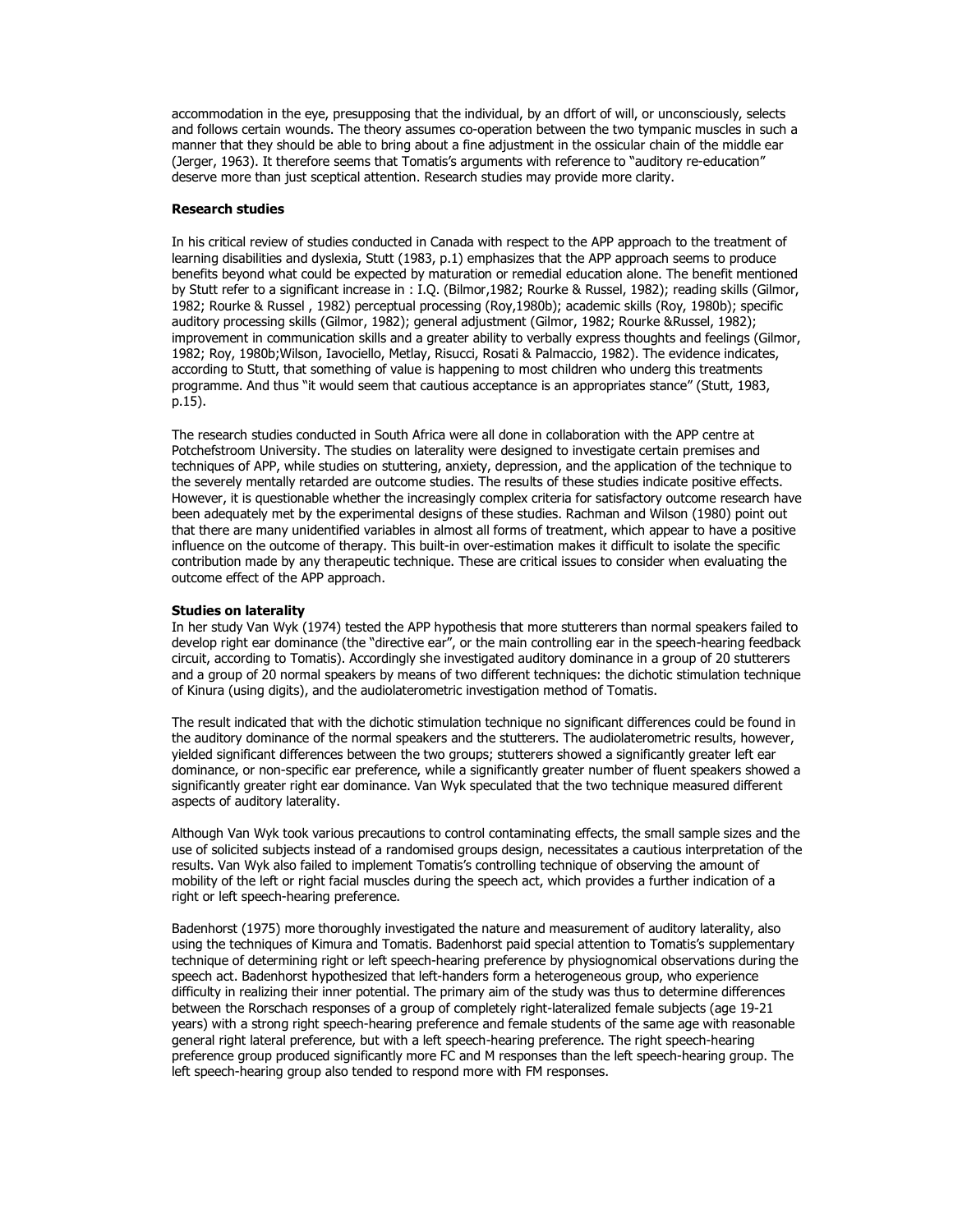accommodation in the eye, presupposing that the individual, by an dffort of will, or unconsciously, selects and follows certain wounds. The theory assumes co-operation between the two tympanic muscles in such a manner that they should be able to bring about a fine adjustment in the ossicular chain of the middle ear (Jerger, 1963). It therefore seems that Tomatis's arguments with reference to "auditory re-education" deserve more than just sceptical attention. Research studies may provide more clarity.

**Research studies**

In his critical review of studies conducted in Canada with respect to the APP approach to the treatment of learning disabilities and dyslexia, Stutt (1983, p.1) emphasizes that the APP approach seems to produce benefits beyond what could be expected by maturation or remedial education alone. The benefit mentioned by Stutt refer to a significant increase in : I.Q. (Bilmor,1982; Rourke & Russel, 1982); reading skills (Gilmor, 1982; Rourke & Russel , 1982) perceptual processing (Roy,1980b); academic skills (Roy, 1980b); specific auditory processing skills (Gilmor, 1982); general adjustment (Gilmor, 1982; Rourke &Russel, 1982); improvement in communication skills and a greater ability to verbally express thoughts and feelings (Gilmor, 1982; Roy, 1980b;Wilson, Iavociello, Metlay, Risucci, Rosati & Palmaccio, 1982). The evidence indicates, according to Stutt, that something of value is happening to most children who underg this treatments programme. And thus "it would seem that cautious acceptance is an appropriates stance" (Stutt, 1983, p.15).

The research studies conducted in South Africa were all done in collaboration with the APP centre at Potchefstroom University. The studies on laterality were designed to investigate certain premises and techniques of APP, while studies on stuttering, anxiety, depression, and the application of the technique to the severely mentally retarded are outcome studies. The results of these studies indicate positive effects. However, it is questionable whether the increasingly complex criteria for satisfactory outcome research have been adequately met by the experimental designs of these studies. Rachman and Wilson (1980) point out that there are many unidentified variables in almost all forms of treatment, which appear to have a positive influence on the outcome of therapy. This built-in over-estimation makes it difficult to isolate the specific contribution made by any therapeutic technique. These are critical issues to consider when evaluating the outcome effect of the APP approach.

**Studies on laterality**

In her study Van Wyk (1974) tested the APP hypothesis that more stutterers than normal speakers failed to develop right ear dominance (the "directive ear", or the main controlling ear in the speech-hearing feedback circuit, according to Tomatis). Accordingly she investigated auditory dominance in a group of 20 stutterers and a group of 20 normal speakers by means of two different techniques: the dichotic stimulation technique of Kinura (using digits), and the audiolaterometric investigation method of Tomatis.

The result indicated that with the dichotic stimulation technique no significant differences could be found in the auditory dominance of the normal speakers and the stutterers. The audiolaterometric results, however, yielded significant differences between the two groups; stutterers showed a significantly greater left ear dominance, or non-specific ear preference, while a significantly greater number of fluent speakers showed a significantly greater right ear dominance. Van Wyk speculated that the two technique measured different aspects of auditory laterality.

Although Van Wyk took various precautions to control contaminating effects, the small sample sizes and the use of solicited subjects instead of a randomised groups design, necessitates a cautious interpretation of the results. Van Wyk also failed to implement Tomatis's controlling technique of observing the amount of mobility of the left or right facial muscles during the speech act, which provides a further indication of a right or left speech-hearing preference.

Badenhorst (1975) more thoroughly investigated the nature and measurement of auditory laterality, also using the techniques of Kimura and Tomatis. Badenhorst paid special attention to Tomatis's supplementary technique of determining right or left speech-hearing preference by physiognomical observations during the speech act. Badenhorst hypothesized that left-handers form a heterogeneous group, who experience difficulty in realizing their inner potential. The primary aim of the study was thus to determine differences between the Rorschach responses of a group of completely right-lateralized female subjects (age 19-21 years) with a strong right speech-hearing preference and female students of the same age with reasonable general right lateral preference, but with a left speech-hearing preference. The right speech-hearing preference group produced significantly more FC and M responses than the left speech-hearing group. The left speech-hearing group also tended to respond more with FM responses.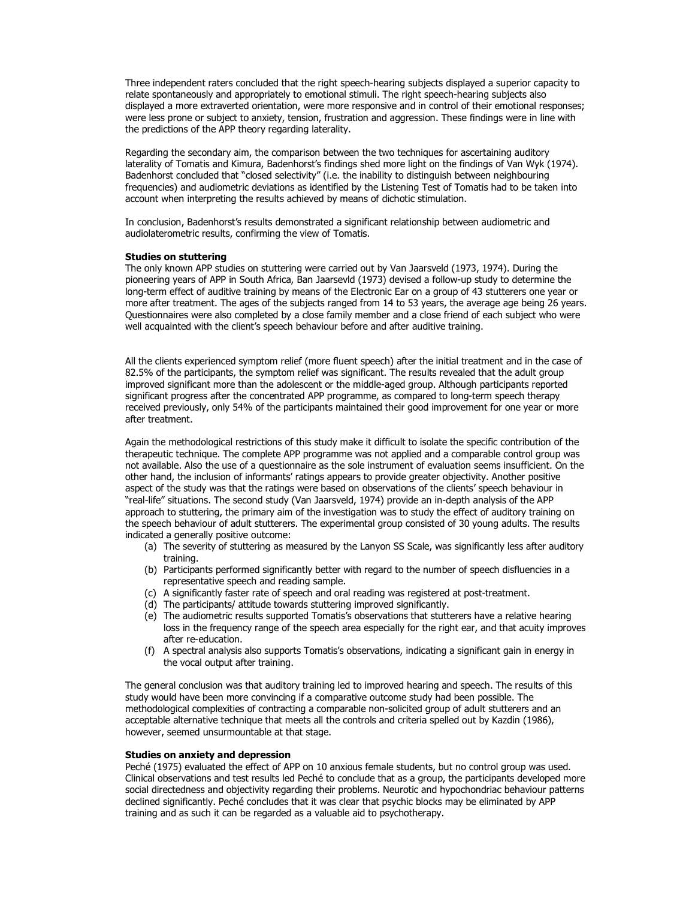Three independent raters concluded that the right speech-hearing subjects displayed a superior capacity to relate spontaneously and appropriately to emotional stimuli. The right speech-hearing subjects also displayed a more extraverted orientation, were more responsive and in control of their emotional responses; were less prone or subject to anxiety, tension, frustration and aggression. These findings were in line with the predictions of the APP theory regarding laterality.

Regarding the secondary aim, the comparison between the two techniques for ascertaining auditory laterality of Tomatis and Kimura, Badenhorst's findings shed more light on the findings of Van Wyk (1974). Badenhorst concluded that "closed selectivity" (i.e. the inability to distinguish between neighbouring frequencies) and audiometric deviations as identified by the Listening Test of Tomatis had to be taken into account when interpreting the results achieved by means of dichotic stimulation.

In conclusion, Badenhorst's results demonstrated a significant relationship between audiometric and audiolaterometric results, confirming the view of Tomatis.

**Studies on stuttering**

The only known APP studies on stuttering were carried out by Van Jaarsveld (1973, 1974). During the pioneering years of APP in South Africa, Ban Jaarsevld (1973) devised a follow-up study to determine the long-term effect of auditive training by means of the Electronic Ear on a group of 43 stutterers one year or more after treatment. The ages of the subjects ranged from 14 to 53 years, the average age being 26 years. Questionnaires were also completed by a close family member and a close friend of each subject who were well acquainted with the client's speech behaviour before and after auditive training.

All the clients experienced symptom relief (more fluent speech) after the initial treatment and in the case of 82.5% of the participants, the symptom relief was significant. The results revealed that the adult group improved significant more than the adolescent or the middle-aged group. Although participants reported significant progress after the concentrated APP programme, as compared to long-term speech therapy received previously, only 54% of the participants maintained their good improvement for one year or more after treatment.

Again the methodological restrictions of this study make it difficult to isolate the specific contribution of the therapeutic technique. The complete APP programme was not applied and a comparable control group was not available. Also the use of a questionnaire as the sole instrument of evaluation seems insufficient. On the other hand, the inclusion of informants' ratings appears to provide greater objectivity. Another positive aspect of the study was that the ratings were based on observations of the clients' speech behaviour in "real-life" situations. The second study (Van Jaarsveld, 1974) provide an in-depth analysis of the APP approach to stuttering, the primary aim of the investigation was to study the effect of auditory training on the speech behaviour of adult stutterers. The experimental group consisted of 30 young adults. The results indicated a generally positive outcome:

(a) The severity of stuttering as measured by the Lanyon SS Scale, was significantly less after auditory training.
(b) Participants performed significantly better with regard to the number of speech disfluencies in a representative speech and reading sample.
(c) A significantly faster rate of speech and oral reading was registered at post-treatment.
(d) The participants/ attitude towards stuttering improved significantly.
(e) The audiometric results supported Tomatis's observations that stutterers have a relative hearing loss in the frequency range of the speech area especially for the right ear, and that acuity improves after re-education.
(f) A spectral analysis also supports Tomatis's observations, indicating a significant gain in energy in the vocal output after training.

The general conclusion was that auditory training led to improved hearing and speech. The results of this study would have been more convincing if a comparative outcome study had been possible. The methodological complexities of contracting a comparable non-solicited group of adult stutterers and an acceptable alternative technique that meets all the controls and criteria spelled out by Kazdin (1986), however, seemed unsurmountable at that stage.

**Studies on anxiety and depression**

Peché (1975) evaluated the effect of APP on 10 anxious female students, but no control group was used. Clinical observations and test results led Peché to conclude that as a group, the participants developed more social directedness and objectivity regarding their problems. Neurotic and hypochondriac behaviour patterns declined significantly. Peché concludes that it was clear that psychic blocks may be eliminated by APP training and as such it can be regarded as a valuable aid to psychotherapy.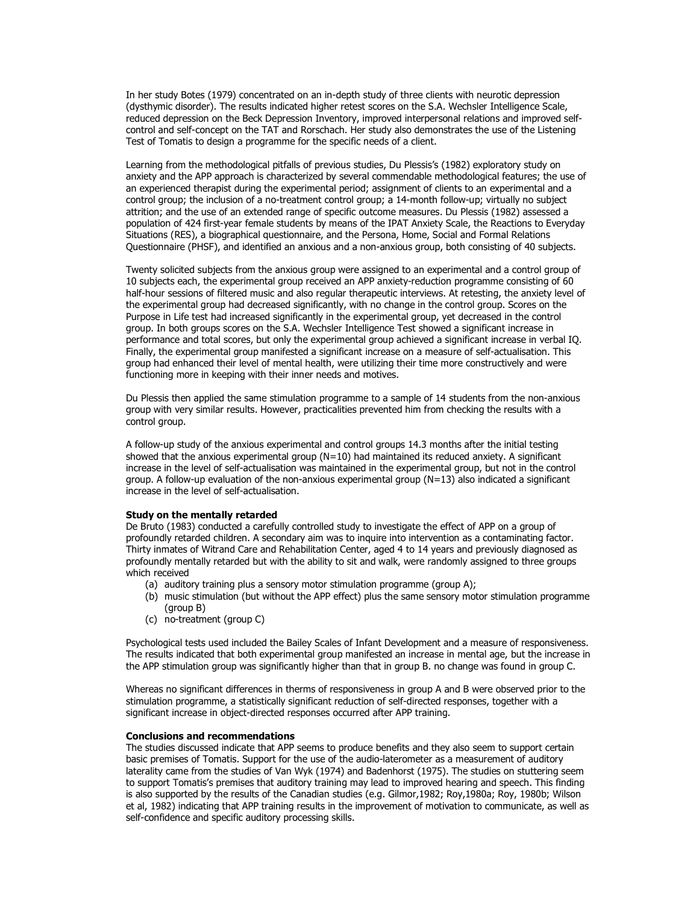In her study Botes (1979) concentrated on an in-depth study of three clients with neurotic depression (dysthymic disorder). The results indicated higher retest scores on the S.A. Wechsler Intelligence Scale, reduced depression on the Beck Depression Inventory, improved interpersonal relations and improved self-control and self-concept on the TAT and Rorschach. Her study also demonstrates the use of the Listening Test of Tomatis to design a programme for the specific needs of a client.

Learning from the methodological pitfalls of previous studies, Du Plessis's (1982) exploratory study on anxiety and the APP approach is characterized by several commendable methodological features; the use of an experienced therapist during the experimental period; assignment of clients to an experimental and a control group; the inclusion of a no-treatment control group; a 14-month follow-up; virtually no subject attrition; and the use of an extended range of specific outcome measures. Du Plessis (1982) assessed a population of 424 first-year female students by means of the IPAT Anxiety Scale, the Reactions to Everyday Situations (RES), a biographical questionnaire, and the Persona, Home, Social and Formal Relations Questionnaire (PHSF), and identified an anxious and a non-anxious group, both consisting of 40 subjects.

Twenty solicited subjects from the anxious group were assigned to an experimental and a control group of 10 subjects each, the experimental group received an APP anxiety-reduction programme consisting of 60 half-hour sessions of filtered music and also regular therapeutic interviews. At retesting, the anxiety level of the experimental group had decreased significantly, with no change in the control group. Scores on the Purpose in Life test had increased significantly in the experimental group, yet decreased in the control group. In both groups scores on the S.A. Wechsler Intelligence Test showed a significant increase in performance and total scores, but only the experimental group achieved a significant increase in verbal IQ. Finally, the experimental group manifested a significant increase on a measure of self-actualisation. This group had enhanced their level of mental health, were utilizing their time more constructively and were functioning more in keeping with their inner needs and motives.

Du Plessis then applied the same stimulation programme to a sample of 14 students from the non-anxious group with very similar results. However, practicalities prevented him from checking the results with a control group.

A follow-up study of the anxious experimental and control groups 14.3 months after the initial testing showed that the anxious experimental group (N=10) had maintained its reduced anxiety. A significant increase in the level of self-actualisation was maintained in the experimental group, but not in the control group. A follow-up evaluation of the non-anxious experimental group (N=13) also indicated a significant increase in the level of self-actualisation.

**Study on the mentally retarded**

De Bruto (1983) conducted a carefully controlled study to investigate the effect of APP on a group of profoundly retarded children. A secondary aim was to inquire into intervention as a contaminating factor. Thirty inmates of Witrand Care and Rehabilitation Center, aged 4 to 14 years and previously diagnosed as profoundly mentally retarded but with the ability to sit and walk, were randomly assigned to three groups which received

(a) auditory training plus a sensory motor stimulation programme (group A);
(b) music stimulation (but without the APP effect) plus the same sensory motor stimulation programme (group B)
(c) no-treatment (group C)

Psychological tests used included the Bailey Scales of Infant Development and a measure of responsiveness. The results indicated that both experimental group manifested an increase in mental age, but the increase in the APP stimulation group was significantly higher than that in group B. no change was found in group C.

Whereas no significant differences in therms of responsiveness in group A and B were observed prior to the stimulation programme, a statistically significant reduction of self-directed responses, together with a significant increase in object-directed responses occurred after APP training.

**Conclusions and recommendations**

The studies discussed indicate that APP seems to produce benefits and they also seem to support certain basic premises of Tomatis. Support for the use of the audio-laterometer as a measurement of auditory laterality came from the studies of Van Wyk (1974) and Badenhorst (1975). The studies on stuttering seem to support Tomatis's premises that auditory training may lead to improved hearing and speech. This finding is also supported by the results of the Canadian studies (e.g. Gilmor,1982; Roy,1980a; Roy, 1980b; Wilson et al, 1982) indicating that APP training results in the improvement of motivation to communicate, as well as self-confidence and specific auditory processing skills.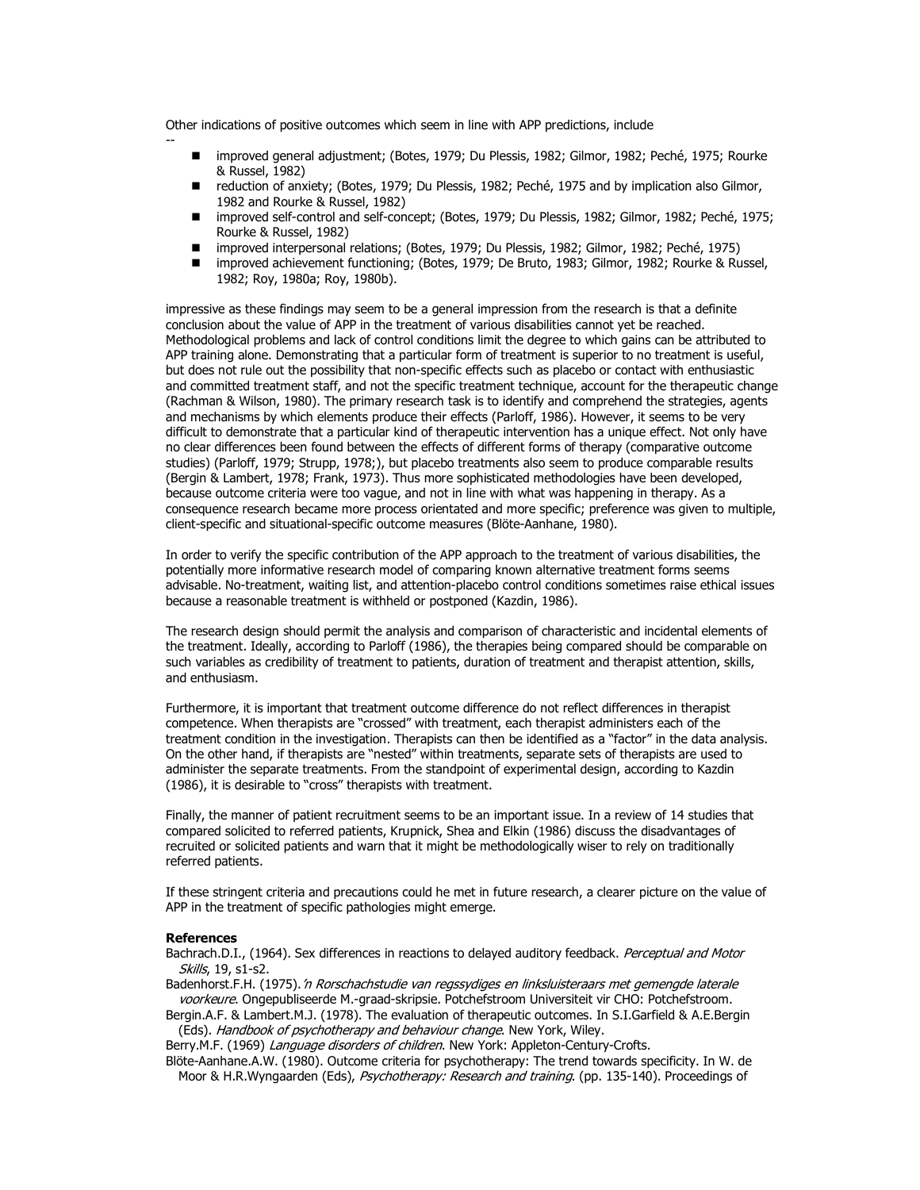Other indications of positive outcomes which seem in line with APP predictions, include

--

- improved general adjustment; (Botes, 1979; Du Plessis, 1982; Gilmor, 1982; Peché, 1975; Rourke & Russel, 1982)
- reduction of anxiety; (Botes, 1979; Du Plessis, 1982; Peché, 1975 and by implication also Gilmor, 1982 and Rourke & Russel, 1982)
- improved self-control and self-concept; (Botes, 1979; Du Plessis, 1982; Gilmor, 1982; Peché, 1975; Rourke & Russel, 1982)
- improved interpersonal relations; (Botes, 1979; Du Plessis, 1982; Gilmor, 1982; Peché, 1975)
- improved achievement functioning; (Botes, 1979; De Bruto, 1983; Gilmor, 1982; Rourke & Russel, 1982; Roy, 1980a; Roy, 1980b).

impressive as these findings may seem to be a general impression from the research is that a definite conclusion about the value of APP in the treatment of various disabilities cannot yet be reached. Methodological problems and lack of control conditions limit the degree to which gains can be attributed to APP training alone. Demonstrating that a particular form of treatment is superior to no treatment is useful, but does not rule out the possibility that non-specific effects such as placebo or contact with enthusiastic and committed treatment staff, and not the specific treatment technique, account for the therapeutic change (Rachman & Wilson, 1980). The primary research task is to identify and comprehend the strategies, agents and mechanisms by which elements produce their effects (Parloff, 1986). However, it seems to be very difficult to demonstrate that a particular kind of therapeutic intervention has a unique effect. Not only have no clear differences been found between the effects of different forms of therapy (comparative outcome studies) (Parloff, 1979; Strupp, 1978;), but placebo treatments also seem to produce comparable results (Bergin & Lambert, 1978; Frank, 1973). Thus more sophisticated methodologies have been developed, because outcome criteria were too vague, and not in line with what was happening in therapy. As a consequence research became more process orientated and more specific; preference was given to multiple, client-specific and situational-specific outcome measures (Blöte-Aanhane, 1980).

In order to verify the specific contribution of the APP approach to the treatment of various disabilities, the potentially more informative research model of comparing known alternative treatment forms seems advisable. No-treatment, waiting list, and attention-placebo control conditions sometimes raise ethical issues because a reasonable treatment is withheld or postponed (Kazdin, 1986).

The research design should permit the analysis and comparison of characteristic and incidental elements of the treatment. Ideally, according to Parloff (1986), the therapies being compared should be comparable on such variables as credibility of treatment to patients, duration of treatment and therapist attention, skills, and enthusiasm.

Furthermore, it is important that treatment outcome difference do not reflect differences in therapist competence. When therapists are "crossed" with treatment, each therapist administers each of the treatment condition in the investigation. Therapists can then be identified as a "factor" in the data analysis. On the other hand, if therapists are "nested" within treatments, separate sets of therapists are used to administer the separate treatments. From the standpoint of experimental design, according to Kazdin (1986), it is desirable to "cross" therapists with treatment.

Finally, the manner of patient recruitment seems to be an important issue. In a review of 14 studies that compared solicited to referred patients, Krupnick, Shea and Elkin (1986) discuss the disadvantages of recruited or solicited patients and warn that it might be methodologically wiser to rely on traditionally referred patients.

If these stringent criteria and precautions could he met in future research, a clearer picture on the value of APP in the treatment of specific pathologies might emerge.

**References**

Bachrach.D.I., (1964). Sex differences in reactions to delayed auditory feedback. *Perceptual and Motor Skills*, 19, s1-s2.

Badenhorst.F.H. (1975).*'n Rorschachstudie van regssydiges en linksluisteraars met gemengde laterale voorkeure*. Ongepubliseerde M.-graad-skripsie. Potchefstroom Universiteit vir CHO: Potchefstroom.

Bergin.A.F. & Lambert.M.J. (1978). The evaluation of therapeutic outcomes. In S.I.Garfield & A.E.Bergin (Eds). *Handbook of psychotherapy and behaviour change*. New York, Wiley.

Berry.M.F. (1969) *Language disorders of children*. New York: Appleton-Century-Crofts.

Blöte-Aanhane.A.W. (1980). Outcome criteria for psychotherapy: The trend towards specificity. In W. de Moor & H.R.Wyngaarden (Eds), *Psychotherapy: Research and training*. (pp. 135-140). Proceedings of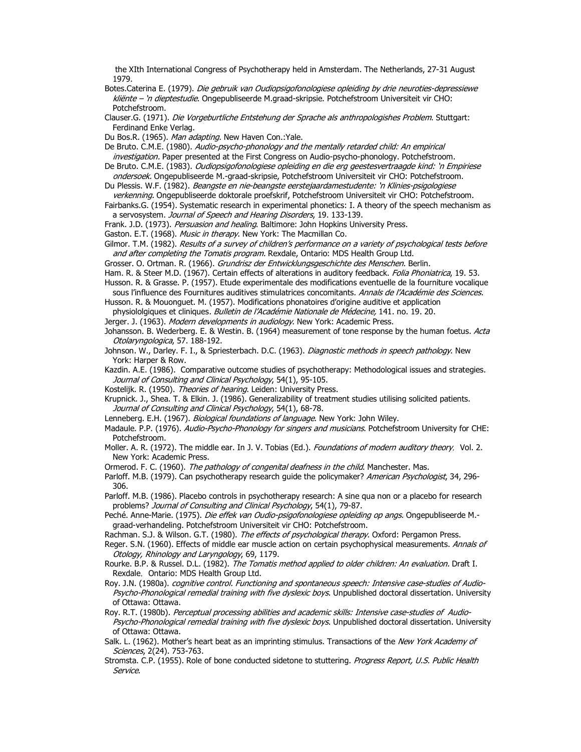the XIth International Congress of Psychotherapy held in Amsterdam. The Netherlands, 27-31 August 1979.

Botes.Caterina E. (1979). *Die gebruik van Oudiopsigofonologiese opleiding by drie neuroties-depressiewe kliënte – 'n dieptestudie*. Ongepubliseerde M.graad-skripsie. Potchefstroom Universiteit vir CHO: Potchefstroom.

Clauser.G. (1971). *Die Vorgeburtliche Entstehung der Sprache als anthropologishes Problem*. Stuttgart: Ferdinand Enke Verlag.

Du Bos.R. (1965). *Man adapting*. New Haven Con.:Yale.

De Bruto. C.M.E. (1980). *Audio-psycho-phonology and the mentally retarded child: An empirical investigation.* Paper presented at the First Congress on Audio-psycho-phonology. Potchefstroom.

De Bruto. C.M.E. (1983). *Oudiopsigofonologiese opleiding en die erg geestesvertraagde kind: 'n Empiriese ondersoek.* Ongepubliseerde M.-graad-skripsie, Potchefstroom Universiteit vir CHO: Potchefstroom.

Du Plessis. W.F. (1982). *Beangste en nie-beangste eerstejaardamestudente: 'n Klinies-psigologiese verkenning*. Ongepubliseerde doktorale proefskrif, Potchefstroom Universiteit vir CHO: Potchefstroom.

Fairbanks.G. (1954). Systematic research in experimental phonetics: I. A theory of the speech mechanism as a servosystem. *Journal of Speech and Hearing Disorders*, 19. 133-139.

Frank. J.D. (1973). *Persuasion and healing*. Baltimore: John Hopkins University Press.

Gaston. E.T. (1968). *Music in therapy*. New York: The Macmillan Co.

Gilmor. T.M. (1982). *Results of a survey of children's performance on a variety of psychological tests before and after completing the Tomatis program.* Rexdale, Ontario: MDS Health Group Ltd.

Grosser. O. Ortman. R. (1966). *Grundrisz der Entwicklungsgeschichte des Menschen*. Berlin.

Ham. R. & Steer M.D. (1967). Certain effects of alterations in auditory feedback. *Folia Phoniatrica*, 19. 53.

Husson. R. & Grasse. P. (1957). Etude experimentale des modifications eventuelle de la fourniture vocalique sous l'influence des Fournitures auditives stimulatrices concomitants. *Annals de l'Académie des Sciences.*

Husson. R. & Mouonguet. M. (1957). Modifications phonatoires d'origine auditive et application physiololgiques et cliniques. *Bulletin de l'Académie Nationale de Médecine,* 141. no. 19. 20.

Jerger. J. (1963). *Modern developments in audiology*. New York: Academic Press.

Johansson. B. Wederberg. E. & Westin. B. (1964) measurement of tone response by the human foetus. *Acta Otolaryngologica*, 57. 188-192.

Johnson. W., Darley. F. I., & Spriesterbach. D.C. (1963). *Diagnostic methods in speech pathology*. New York: Harper & Row.

Kazdin. A.E. (1986). Comparative outcome studies of psychotherapy: Methodological issues and strategies. *Journal of Consulting and Clinical Psychology*, 54(1), 95-105.

Kostelijk. R. (1950). *Theories of hearing*. Leiden: University Press.

Krupnick. J., Shea. T. & Elkin. J. (1986). Generalizability of treatment studies utilising solicited patients. *Journal of Consulting and Clinical Psychology*, 54(1), 68-78.

Lenneberg. E.H. (1967). *Biological foundations of language*. New York: John Wiley.

Madaule. P.P. (1976). *Audio-Psycho-Phonology for singers and musicians*. Potchefstroom University for CHE: Potchefstroom.

Moller. A. R. (1972). The middle ear. In J. V. Tobias (Ed.). *Foundations of modern auditory theory*, Vol. 2. New York: Academic Press.

Ormerod. F. C. (1960). *The pathology of congenital deafness in the child*. Manchester. Mas.

Parloff. M.B. (1979). Can psychotherapy research guide the policymaker? *American Psychologist*, 34, 296-306.

Parloff. M.B. (1986). Placebo controls in psychotherapy research: A sine qua non or a placebo for research problems? *Journal of Consulting and Clinical Psychology*, 54(1), 79-87.

Peché. Anne-Marie. (1975). *Die effek van Oudio-psigofonologiese opleiding op angs*. Ongepubliseerde M.-graad-verhandeling. Potchefstroom Universiteit vir CHO: Potchefstroom.

Rachman. S.J. & Wilson. G.T. (1980). *The effects of psychological therapy*. Oxford: Pergamon Press.

Reger. S.N. (1960). Effects of middle ear muscle action on certain psychophysical measurements. *Annals of Otology, Rhinology and Laryngology*, 69, 1179.

Rourke. B.P. & Russel. D.L. (1982). *The Tomatis method applied to older children: An evaluation.* Draft I. Rexdale, Ontario: MDS Health Group Ltd.

Roy. J.N. (1980a). *cognitive control. Functioning and spontaneous speech: Intensive case-studies of Audio-Psycho-Phonological remedial training with five dyslexic boys*. Unpublished doctoral dissertation. University of Ottawa: Ottawa.

Roy. R.T. (1980b). *Perceptual processing abilities and academic skills: Intensive case-studies of Audio-Psycho-Phonological remedial training with five dyslexic boys*. Unpublished doctoral dissertation. University of Ottawa: Ottawa.

Salk. L. (1962). Mother's heart beat as an imprinting stimulus. Transactions of the *New York Academy of Sciences*, 2(24). 753-763.

Stromsta. C.P. (1955). Role of bone conducted sidetone to stuttering. *Progress Report, U.S. Public Health Service*.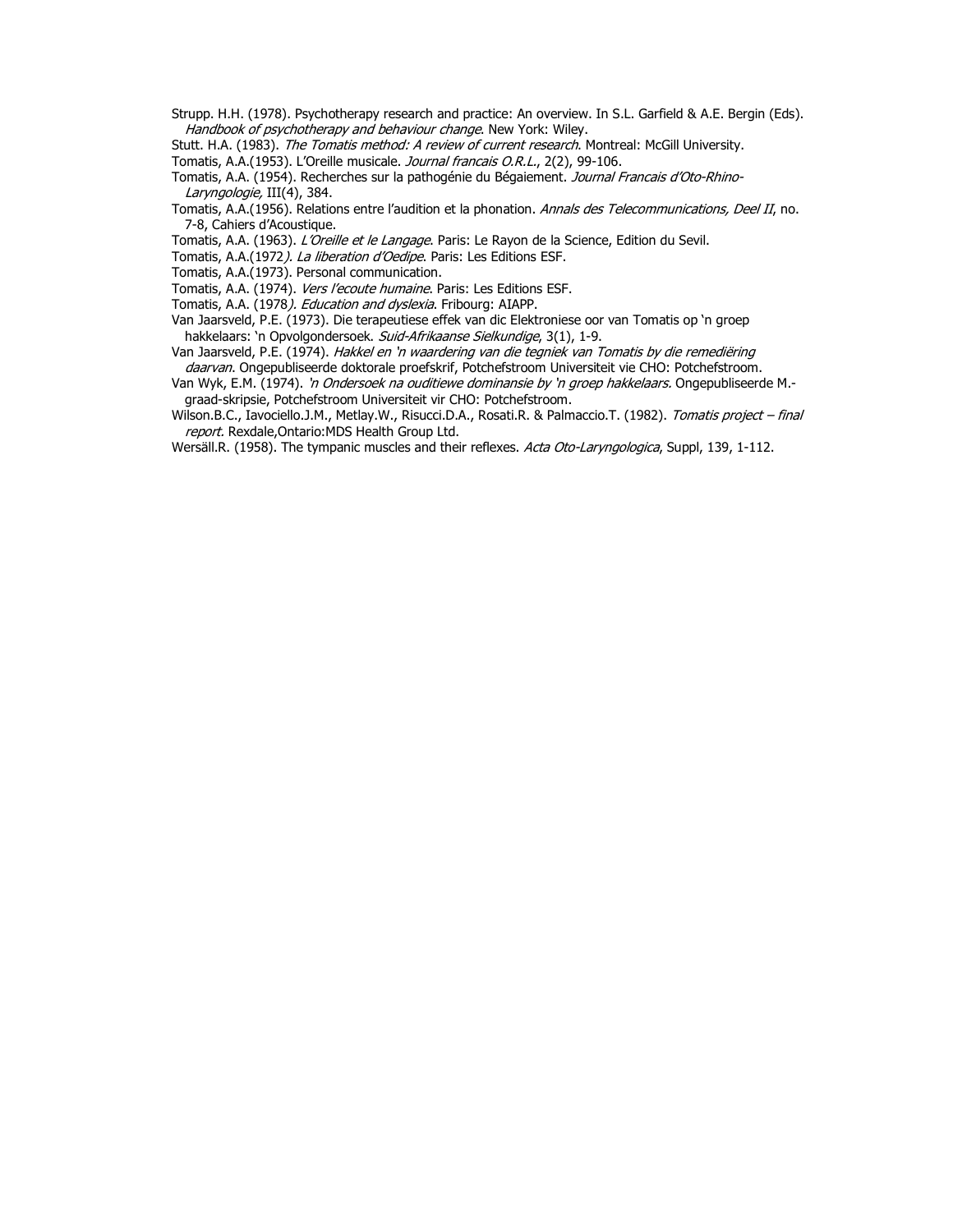Strupp. H.H. (1978). Psychotherapy research and practice: An overview. In S.L. Garfield & A.E. Bergin (Eds). *Handbook of psychotherapy and behaviour change*. New York: Wiley.

Stutt. H.A. (1983). *The Tomatis method: A review of current research*. Montreal: McGill University.

Tomatis, A.A.(1953). L'Oreille musicale. *Journal francais O.R.L.*, 2(2), 99-106.

Tomatis, A.A. (1954). Recherches sur la pathogénie du Bégaiement. *Journal Francais d'Oto-Rhino-Laryngologie,* III(4), 384.

Tomatis, A.A.(1956). Relations entre l'audition et la phonation. *Annals des Telecommunications, Deel II*, no. 7-8, Cahiers d'Acoustique.

Tomatis, A.A. (1963). *L'Oreille et le Langage*. Paris: Le Rayon de la Science, Edition du Sevil.

Tomatis, A.A.(1972*). La liberation d'Oedipe*. Paris: Les Editions ESF.

Tomatis, A.A.(1973). Personal communication.

Tomatis, A.A. (1974). *Vers l'ecoute humaine*. Paris: Les Editions ESF.

Tomatis, A.A. (1978*). Education and dyslexia*. Fribourg: AIAPP.

Van Jaarsveld, P.E. (1973). Die terapeutiese effek van dic Elektroniese oor van Tomatis op 'n groep hakkelaars: 'n Opvolgondersoek. *Suid-Afrikaanse Sielkundige*, 3(1), 1-9.

Van Jaarsveld, P.E. (1974). *Hakkel en 'n waardering van die tegniek van Tomatis by die remediëring daarvan*. Ongepubliseerde doktorale proefskrif, Potchefstroom Universiteit vie CHO: Potchefstroom.

Van Wyk, E.M. (1974). *'n Ondersoek na ouditiewe dominansie by 'n groep hakkelaars.* Ongepubliseerde M.-graad-skripsie, Potchefstroom Universiteit vir CHO: Potchefstroom.

Wilson.B.C., Iavociello.J.M., Metlay.W., Risucci.D.A., Rosati.R. & Palmaccio.T. (1982). *Tomatis project – final report.* Rexdale,Ontario:MDS Health Group Ltd.

Wersäll.R. (1958). The tympanic muscles and their reflexes. *Acta Oto-Laryngologica*, Suppl, 139, 1-112.